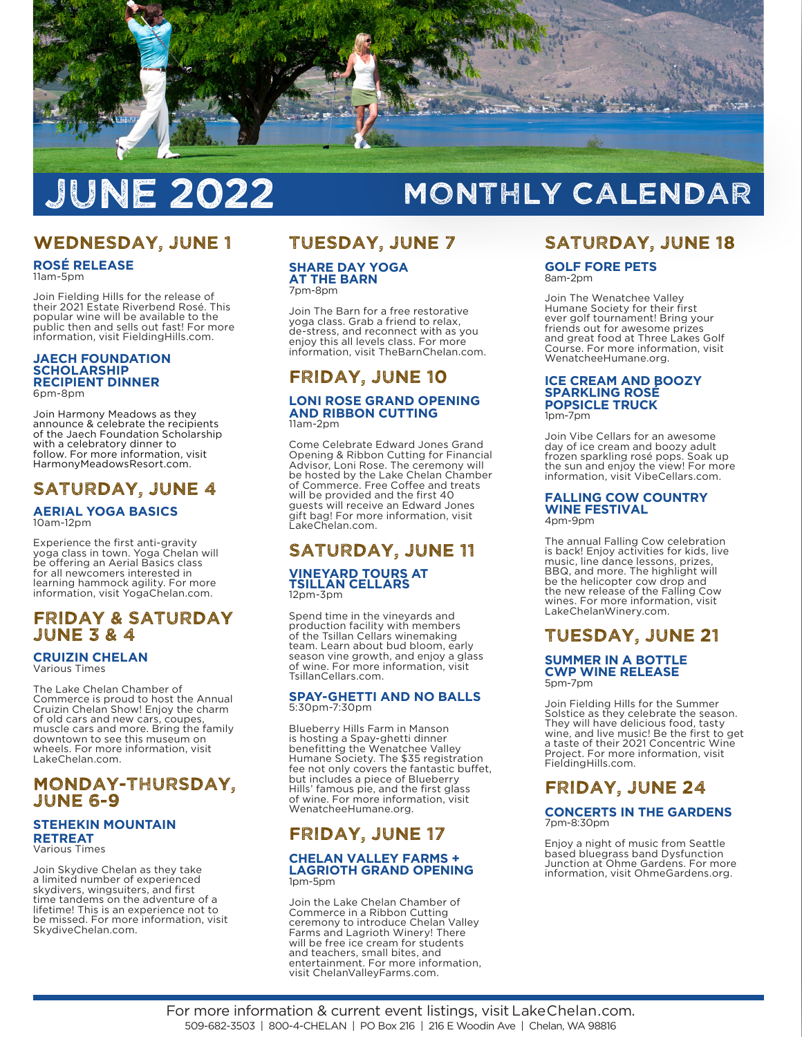# JUNE 2022 MONTHLY CALENDAR

## WEDNESDAY, JUNE 1

### ROSÉ RELEASE
11am-5pm

Join Fielding Hills for the release of their 2021 Estate Riverbend Rosé. This popular wine will be available to the public then and sells out fast! For more information, visit FieldingHills.com.

### JAECH FOUNDATION SCHOLARSHIP RECIPIENT DINNER
6pm-8pm

Join Harmony Meadows as they announce & celebrate the recipients of the Jaech Foundation Scholarship with a celebratory dinner to follow. For more information, visit HarmonyMeadowsResort.com.

## SATURDAY, JUNE 4

### AERIAL YOGA BASICS
10am-12pm

Experience the first anti-gravity yoga class in town. Yoga Chelan will be offering an Aerial Basics class for all newcomers interested in learning hammock agility. For more information, visit YogaChelan.com.

## FRIDAY & SATURDAY JUNE 3 & 4

### CRUIZIN CHELAN
Various Times

The Lake Chelan Chamber of Commerce is proud to host the Annual Cruizin Chelan Show! Enjoy the charm of old cars and new cars, coupes, muscle cars and more. Bring the family downtown to see this museum on wheels. For more information, visit LakeChelan.com.

## MONDAY-THURSDAY, JUNE 6-9

### STEHEKIN MOUNTAIN RETREAT
Various Times

Join Skydive Chelan as they take a limited number of experienced skydivers, wingsuiters, and first time tandems on the adventure of a lifetime! This is an experience not to be missed. For more information, visit SkydiveChelan.com.

## TUESDAY, JUNE 7

### SHARE DAY YOGA AT THE BARN
7pm-8pm

Join The Barn for a free restorative yoga class. Grab a friend to relax, de-stress, and reconnect with as you enjoy this all levels class. For more information, visit TheBarnChelan.com.

## FRIDAY, JUNE 10

### LONI ROSE GRAND OPENING AND RIBBON CUTTING
11am-2pm

Come Celebrate Edward Jones Grand Opening & Ribbon Cutting for Financial Advisor, Loni Rose. The ceremony will be hosted by the Lake Chelan Chamber of Commerce. Free Coffee and treats will be provided and the first 40 guests will receive an Edward Jones gift bag! For more information, visit LakeChelan.com.

## SATURDAY, JUNE 11

### VINEYARD TOURS AT TSILLAN CELLARS
12pm-3pm

Spend time in the vineyards and production facility with members of the Tsillan Cellars winemaking team. Learn about bud bloom, early season vine growth, and enjoy a glass of wine. For more information, visit TsillanCellars.com.

### SPAY-GHETTI AND NO BALLS
5:30pm-7:30pm

Blueberry Hills Farm in Manson is hosting a Spay-ghetti dinner benefitting the Wenatchee Valley Humane Society. The $35 registration fee not only covers the fantastic buffet, but includes a piece of Blueberry Hills' famous pie, and the first glass of wine. For more information, visit WenatcheeHumane.org.

## FRIDAY, JUNE 17

### CHELAN VALLEY FARMS + LAGRIOTH GRAND OPENING
1pm-5pm

Join the Lake Chelan Chamber of Commerce in a Ribbon Cutting ceremony to introduce Chelan Valley Farms and Lagrioth Winery! There will be free ice cream for students and teachers, small bites, and entertainment. For more information, visit ChelanValleyFarms.com.

## SATURDAY, JUNE 18

### GOLF FORE PETS
8am-2pm

Join The Wenatchee Valley Humane Society for their first ever golf tournament! Bring your friends out for awesome prizes and great food at Three Lakes Golf Course. For more information, visit WenatcheeHumane.org.

### ICE CREAM AND BOOZY SPARKLING ROSÉ POPSICLE TRUCK
1pm-7pm

Join Vibe Cellars for an awesome day of ice cream and boozy adult frozen sparkling rosé pops. Soak up the sun and enjoy the view! For more information, visit VibeCellars.com.

### FALLING COW COUNTRY WINE FESTIVAL
4pm-9pm

The annual Falling Cow celebration is back! Enjoy activities for kids, live music, line dance lessons, prizes, BBQ, and more. The highlight will be the helicopter cow drop and the new release of the Falling Cow wines. For more information, visit LakeChelanWinery.com.

## TUESDAY, JUNE 21

### SUMMER IN A BOTTLE CWP WINE RELEASE
5pm-7pm

Join Fielding Hills for the Summer Solstice as they celebrate the season. They will have delicious food, tasty wine, and live music! Be the first to get a taste of their 2021 Concentric Wine Project. For more information, visit FieldingHills.com.

## FRIDAY, JUNE 24

### CONCERTS IN THE GARDENS
7pm-8:30pm

Enjoy a night of music from Seattle based bluegrass band Dysfunction Junction at Ohme Gardens. For more information, visit OhmeGardens.org.

For more information & current event listings, visit LakeChelan.com.
509-682-3503 | 800-4-CHELAN | PO Box 216 | 216 E Woodin Ave | Chelan, WA 98816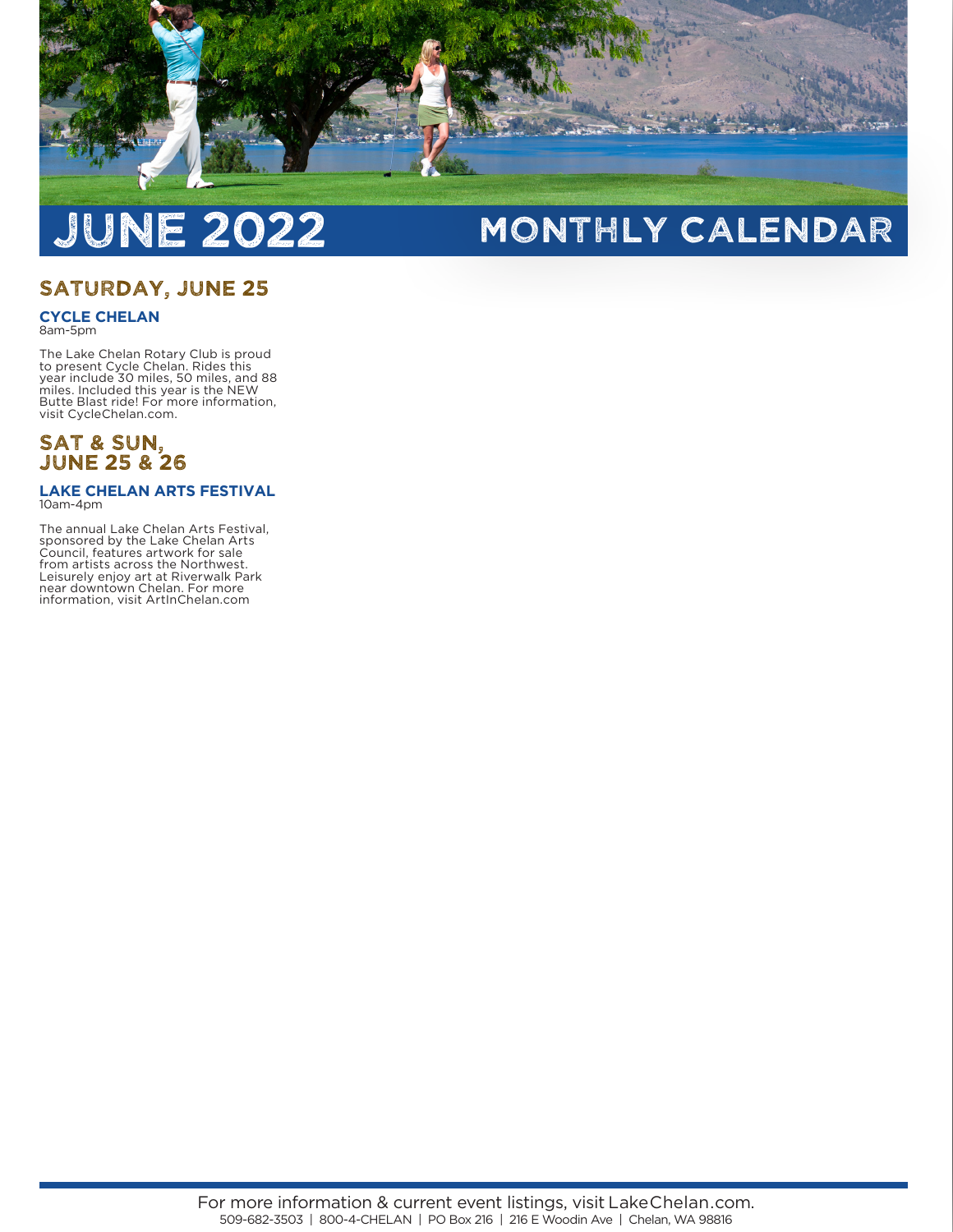# JUNE 2022 MONTHLY CALENDAR

## SATURDAY, JUNE 25

### CYCLE CHELAN

8am-5pm

The Lake Chelan Rotary Club is proud to present Cycle Chelan. Rides this year include 30 miles, 50 miles, and 88 miles. Included this year is the NEW Butte Blast ride! For more information, visit CycleChelan.com.

## SAT & SUN, JUNE 25 & 26

### LAKE CHELAN ARTS FESTIVAL

10am-4pm

The annual Lake Chelan Arts Festival, sponsored by the Lake Chelan Arts Council, features artwork for sale from artists across the Northwest. Leisurely enjoy art at Riverwalk Park near downtown Chelan. For more information, visit ArtInChelan.com

For more information & current event listings, visit LakeChelan.com.
509-682-3503 | 800-4-CHELAN | PO Box 216 | 216 E Woodin Ave | Chelan, WA 98816